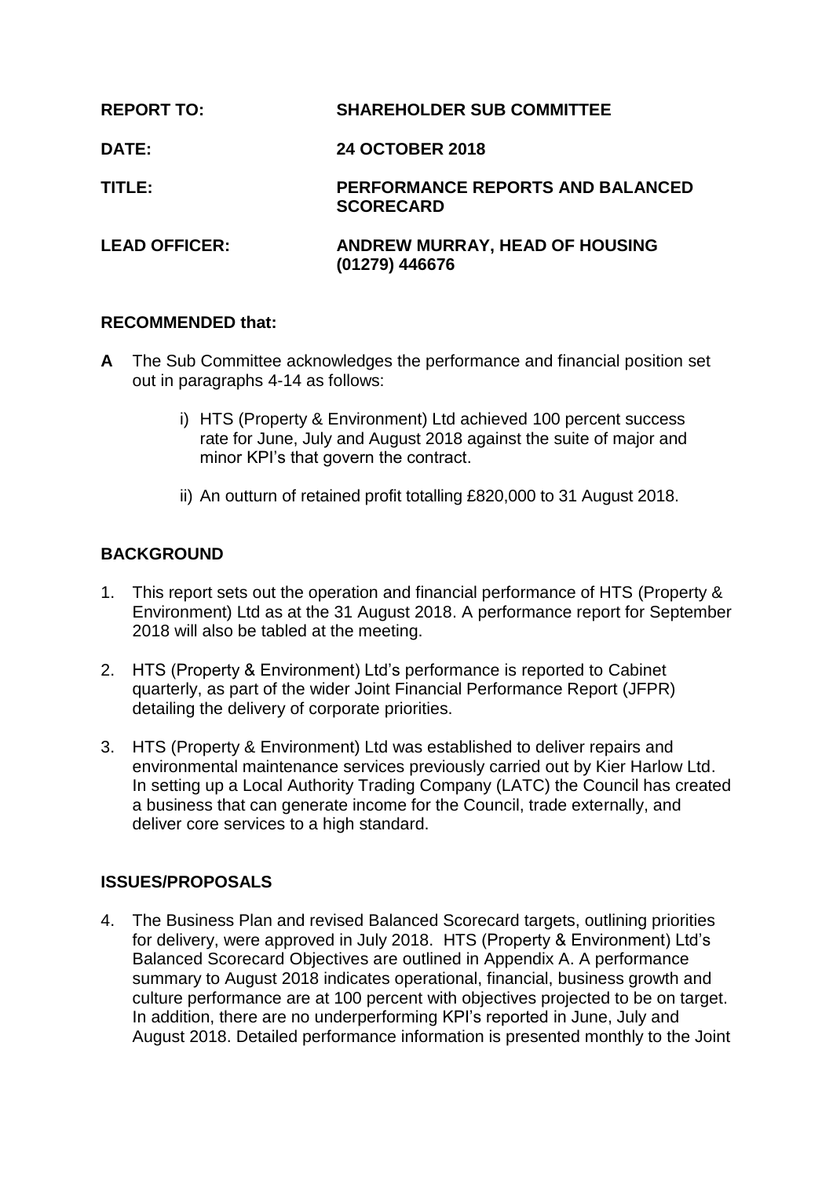**REPORT TO:** **SHAREHOLDER SUB COMMITTEE**

**DATE:** **24 OCTOBER 2018**

**TITLE:** **PERFORMANCE REPORTS AND BALANCED SCORECARD**

**LEAD OFFICER:** **ANDREW MURRAY, HEAD OF HOUSING (01279) 446676**

## RECOMMENDED that:

**A** The Sub Committee acknowledges the performance and financial position set out in paragraphs 4-14 as follows:

i) HTS (Property & Environment) Ltd achieved 100 percent success rate for June, July and August 2018 against the suite of major and minor KPI's that govern the contract.

ii) An outturn of retained profit totalling £820,000 to 31 August 2018.

## BACKGROUND

1. This report sets out the operation and financial performance of HTS (Property & Environment) Ltd as at the 31 August 2018. A performance report for September 2018 will also be tabled at the meeting.

2. HTS (Property & Environment) Ltd's performance is reported to Cabinet quarterly, as part of the wider Joint Financial Performance Report (JFPR) detailing the delivery of corporate priorities.

3. HTS (Property & Environment) Ltd was established to deliver repairs and environmental maintenance services previously carried out by Kier Harlow Ltd. In setting up a Local Authority Trading Company (LATC) the Council has created a business that can generate income for the Council, trade externally, and deliver core services to a high standard.

## ISSUES/PROPOSALS

4. The Business Plan and revised Balanced Scorecard targets, outlining priorities for delivery, were approved in July 2018. HTS (Property & Environment) Ltd's Balanced Scorecard Objectives are outlined in Appendix A. A performance summary to August 2018 indicates operational, financial, business growth and culture performance are at 100 percent with objectives projected to be on target. In addition, there are no underperforming KPI's reported in June, July and August 2018. Detailed performance information is presented monthly to the Joint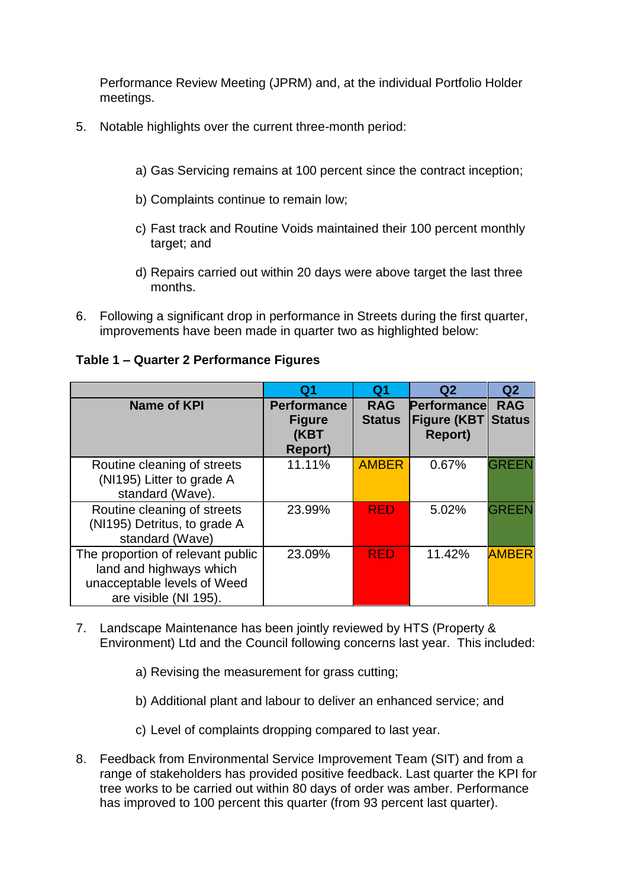Performance Review Meeting (JPRM) and, at the individual Portfolio Holder meetings.

5. Notable highlights over the current three-month period:

    a) Gas Servicing remains at 100 percent since the contract inception;

    b) Complaints continue to remain low;

    c) Fast track and Routine Voids maintained their 100 percent monthly target; and

    d) Repairs carried out within 20 days were above target the last three months.

6. Following a significant drop in performance in Streets during the first quarter, improvements have been made in quarter two as highlighted below:

**Table 1 – Quarter 2 Performance Figures**

| | Q1 | Q1 | Q2 | Q2 |
|---|---|---|---|---|
| **Name of KPI** | **Performance Figure (KBT Report)** | **RAG Status** | **Performance Figure (KBT Report)** | **RAG Status** |
| Routine cleaning of streets (NI195) Litter to grade A standard (Wave). | 11.11% | AMBER | 0.67% | GREEN |
| Routine cleaning of streets (NI195) Detritus, to grade A standard (Wave) | 23.99% | RED | 5.02% | GREEN |
| The proportion of relevant public land and highways which unacceptable levels of Weed are visible (NI 195). | 23.09% | RED | 11.42% | AMBER |

7. Landscape Maintenance has been jointly reviewed by HTS (Property & Environment) Ltd and the Council following concerns last year. This included:

    a) Revising the measurement for grass cutting;

    b) Additional plant and labour to deliver an enhanced service; and

    c) Level of complaints dropping compared to last year.

8. Feedback from Environmental Service Improvement Team (SIT) and from a range of stakeholders has provided positive feedback. Last quarter the KPI for tree works to be carried out within 80 days of order was amber. Performance has improved to 100 percent this quarter (from 93 percent last quarter).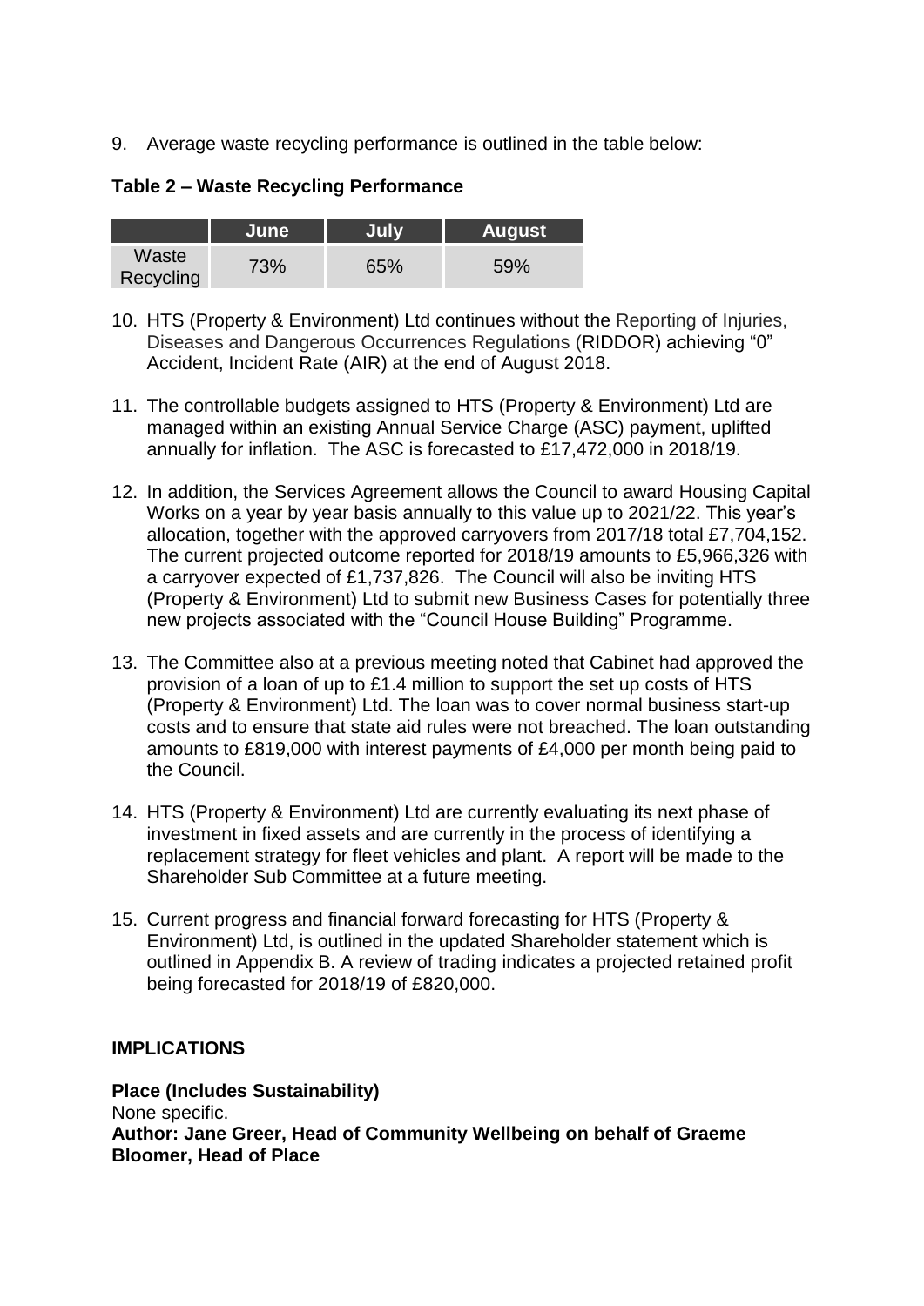9. Average waste recycling performance is outlined in the table below:

**Table 2 – Waste Recycling Performance**

| | June | July | August |
|---|---|---|---|
| Waste Recycling | 73% | 65% | 59% |

10. HTS (Property & Environment) Ltd continues without the Reporting of Injuries, Diseases and Dangerous Occurrences Regulations (RIDDOR) achieving "0" Accident, Incident Rate (AIR) at the end of August 2018.

11. The controllable budgets assigned to HTS (Property & Environment) Ltd are managed within an existing Annual Service Charge (ASC) payment, uplifted annually for inflation. The ASC is forecasted to £17,472,000 in 2018/19.

12. In addition, the Services Agreement allows the Council to award Housing Capital Works on a year by year basis annually to this value up to 2021/22. This year's allocation, together with the approved carryovers from 2017/18 total £7,704,152. The current projected outcome reported for 2018/19 amounts to £5,966,326 with a carryover expected of £1,737,826. The Council will also be inviting HTS (Property & Environment) Ltd to submit new Business Cases for potentially three new projects associated with the "Council House Building" Programme.

13. The Committee also at a previous meeting noted that Cabinet had approved the provision of a loan of up to £1.4 million to support the set up costs of HTS (Property & Environment) Ltd. The loan was to cover normal business start-up costs and to ensure that state aid rules were not breached. The loan outstanding amounts to £819,000 with interest payments of £4,000 per month being paid to the Council.

14. HTS (Property & Environment) Ltd are currently evaluating its next phase of investment in fixed assets and are currently in the process of identifying a replacement strategy for fleet vehicles and plant. A report will be made to the Shareholder Sub Committee at a future meeting.

15. Current progress and financial forward forecasting for HTS (Property & Environment) Ltd, is outlined in the updated Shareholder statement which is outlined in Appendix B. A review of trading indicates a projected retained profit being forecasted for 2018/19 of £820,000.

## IMPLICATIONS

**Place (Includes Sustainability)**
None specific.
**Author: Jane Greer, Head of Community Wellbeing on behalf of Graeme Bloomer, Head of Place**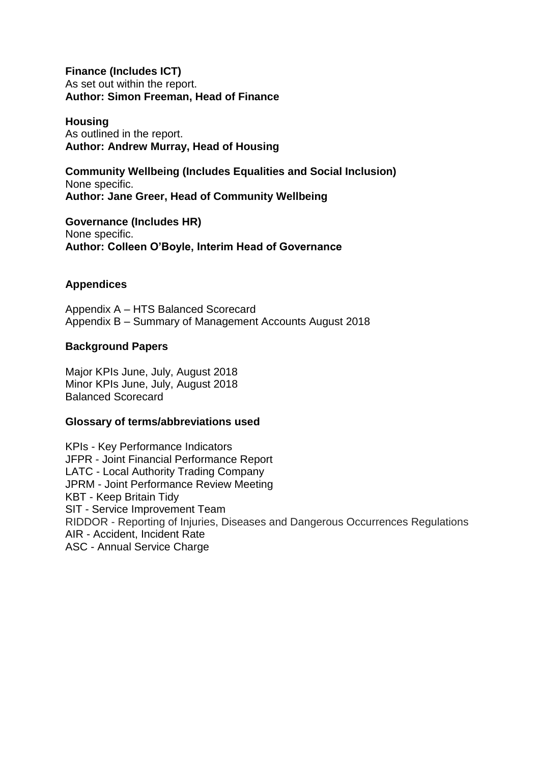**Finance (Includes ICT)**
As set out within the report.
**Author: Simon Freeman, Head of Finance**

**Housing**
As outlined in the report.
**Author: Andrew Murray, Head of Housing**

**Community Wellbeing (Includes Equalities and Social Inclusion)**
None specific.
**Author: Jane Greer, Head of Community Wellbeing**

**Governance (Includes HR)**
None specific.
**Author: Colleen O'Boyle, Interim Head of Governance**

## Appendices

Appendix A – HTS Balanced Scorecard
Appendix B – Summary of Management Accounts August 2018

## Background Papers

Major KPIs June, July, August 2018
Minor KPIs June, July, August 2018
Balanced Scorecard

## Glossary of terms/abbreviations used

KPIs - Key Performance Indicators
JFPR - Joint Financial Performance Report
LATC - Local Authority Trading Company
JPRM - Joint Performance Review Meeting
KBT - Keep Britain Tidy
SIT - Service Improvement Team
RIDDOR - Reporting of Injuries, Diseases and Dangerous Occurrences Regulations
AIR - Accident, Incident Rate
ASC - Annual Service Charge